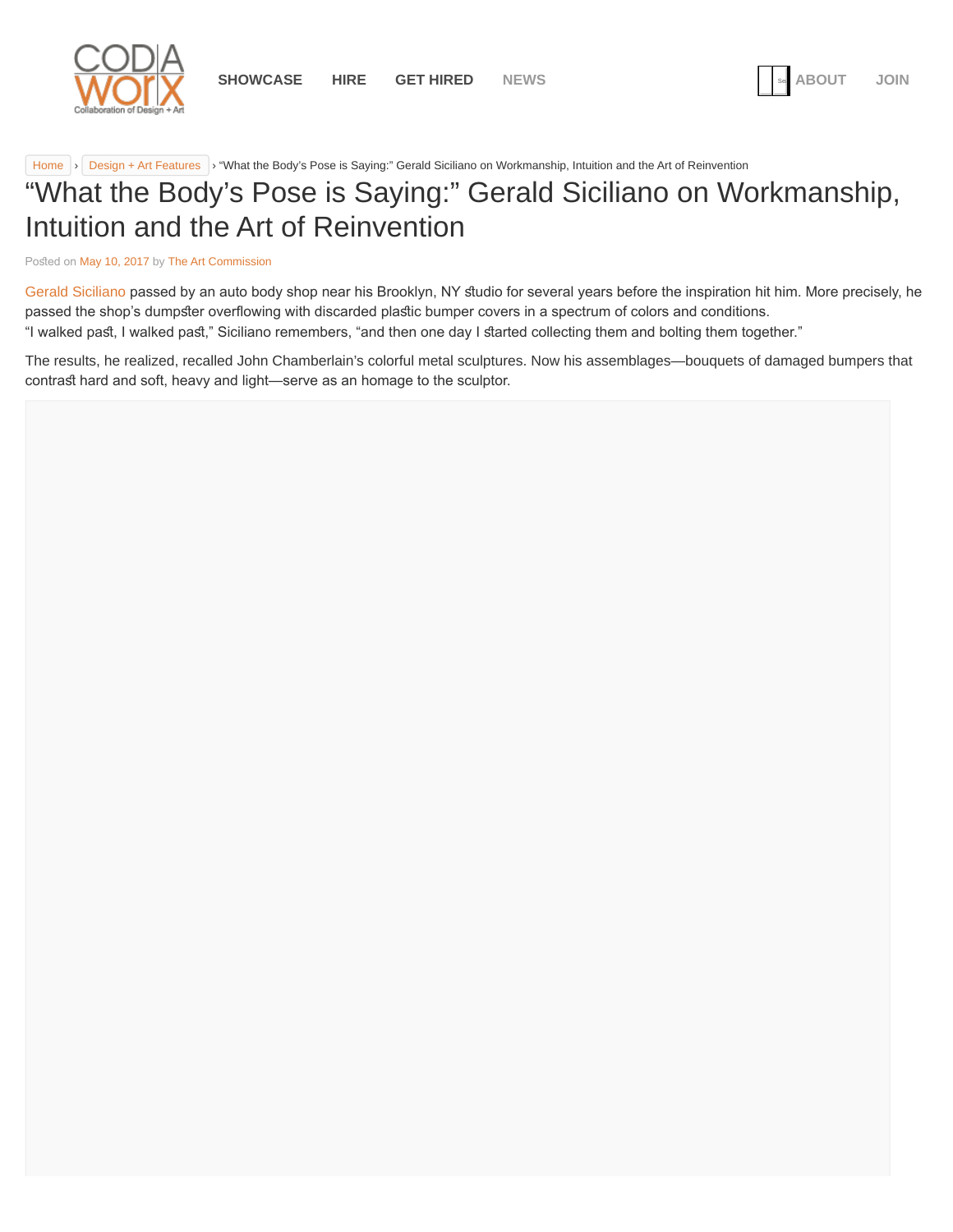SHOWCASE HIRE GET HIRED NEWS ABOUT JOIN

Home › Design + Art Features › "What the Body's Pose is Saying:" Gerald Siciliano on Workmanship, Intuition and the Art of Reinvention

# "What the Body's Pose is Saying:" Gerald Siciliano on Workmanship, Intuition and the Art of Reinvention

Posted on May 10, 2017 by The Art Commission

Gerald Siciliano passed by an auto body shop near his Brooklyn, NY studio for several years before the inspiration hit him. More precisely, he passed the shop's dumpster overflowing with discarded plastic bumper covers in a spectrum of colors and conditions.
"I walked past, I walked past," Siciliano remembers, "and then one day I started collecting them and bolting them together."

The results, he realized, recalled John Chamberlain's colorful metal sculptures. Now his assemblages—bouquets of damaged bumpers that contrast hard and soft, heavy and light—serve as an homage to the sculptor.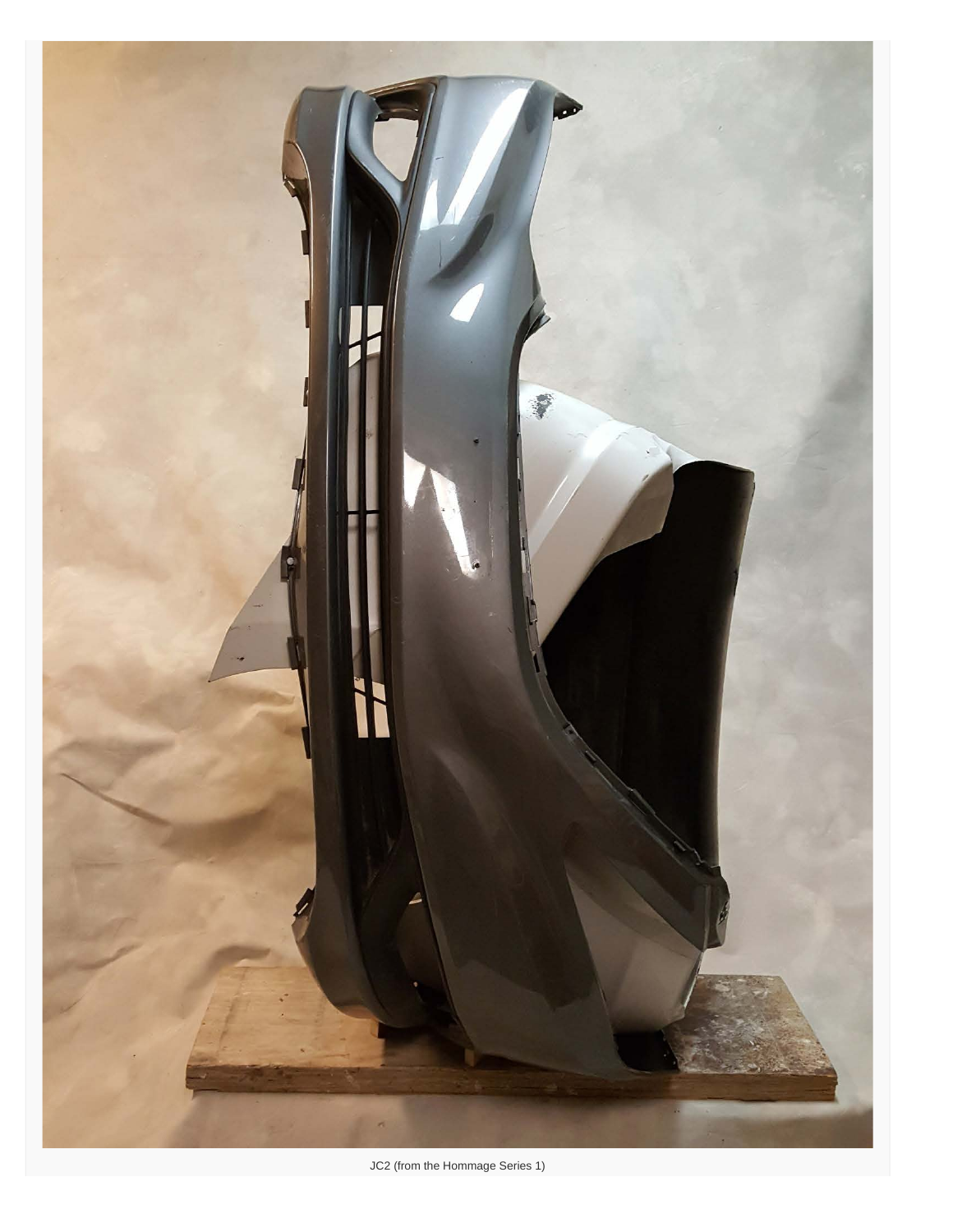JC2 (from the Hommage Series 1)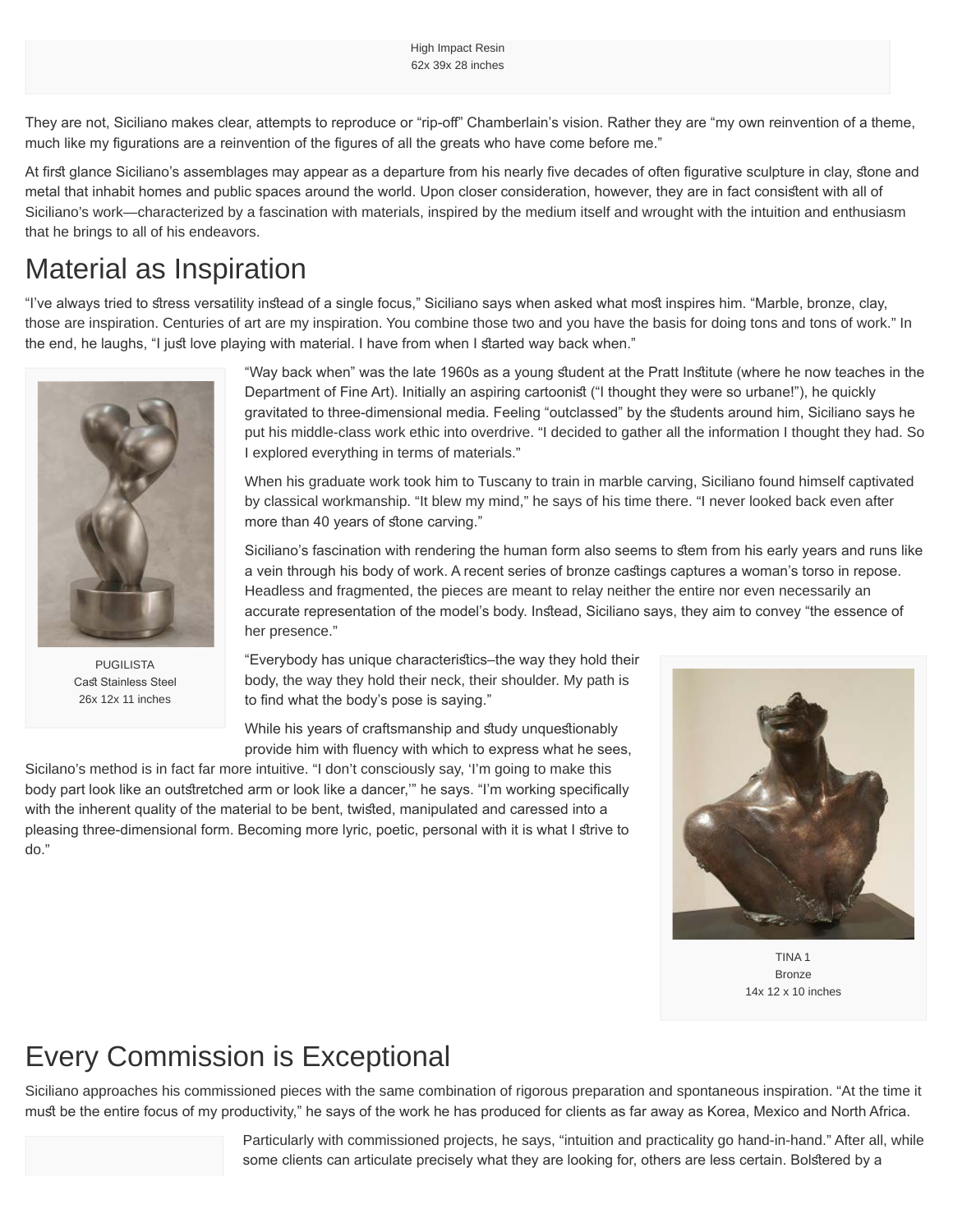High Impact Resin
62x 39x 28 inches

They are not, Siciliano makes clear, attempts to reproduce or "rip-off" Chamberlain's vision. Rather they are "my own reinvention of a theme, much like my figurations are a reinvention of the figures of all the greats who have come before me."

At first glance Siciliano's assemblages may appear as a departure from his nearly five decades of often figurative sculpture in clay, stone and metal that inhabit homes and public spaces around the world. Upon closer consideration, however, they are in fact consistent with all of Siciliano's work—characterized by a fascination with materials, inspired by the medium itself and wrought with the intuition and enthusiasm that he brings to all of his endeavors.

# Material as Inspiration

"I've always tried to stress versatility instead of a single focus," Siciliano says when asked what most inspires him. "Marble, bronze, clay, those are inspiration. Centuries of art are my inspiration. You combine those two and you have the basis for doing tons and tons of work." In the end, he laughs, "I just love playing with material. I have from when I started way back when."

PUGILISTA
Cast Stainless Steel
26x 12x 11 inches

"Way back when" was the late 1960s as a young student at the Pratt Institute (where he now teaches in the Department of Fine Art). Initially an aspiring cartoonist ("I thought they were so urbane!"), he quickly gravitated to three-dimensional media. Feeling "outclassed" by the students around him, Siciliano says he put his middle-class work ethic into overdrive. "I decided to gather all the information I thought they had. So I explored everything in terms of materials."

When his graduate work took him to Tuscany to train in marble carving, Siciliano found himself captivated by classical workmanship. "It blew my mind," he says of his time there. "I never looked back even after more than 40 years of stone carving."

Siciliano's fascination with rendering the human form also seems to stem from his early years and runs like a vein through his body of work. A recent series of bronze castings captures a woman's torso in repose. Headless and fragmented, the pieces are meant to relay neither the entire nor even necessarily an accurate representation of the model's body. Instead, Siciliano says, they aim to convey "the essence of her presence."

"Everybody has unique characteristics–the way they hold their body, the way they hold their neck, their shoulder. My path is to find what the body's pose is saying."

While his years of craftsmanship and study unquestionably provide him with fluency with which to express what he sees, Sicilano's method is in fact far more intuitive. "I don't consciously say, 'I'm going to make this body part look like an outstretched arm or look like a dancer,'" he says. "I'm working specifically with the inherent quality of the material to be bent, twisted, manipulated and caressed into a pleasing three-dimensional form. Becoming more lyric, poetic, personal with it is what I strive to do."

TINA 1
Bronze
14x 12 x 10 inches

# Every Commission is Exceptional

Siciliano approaches his commissioned pieces with the same combination of rigorous preparation and spontaneous inspiration. "At the time it must be the entire focus of my productivity," he says of the work he has produced for clients as far away as Korea, Mexico and North Africa.

Particularly with commissioned projects, he says, "intuition and practicality go hand-in-hand." After all, while some clients can articulate precisely what they are looking for, others are less certain. Bolstered by a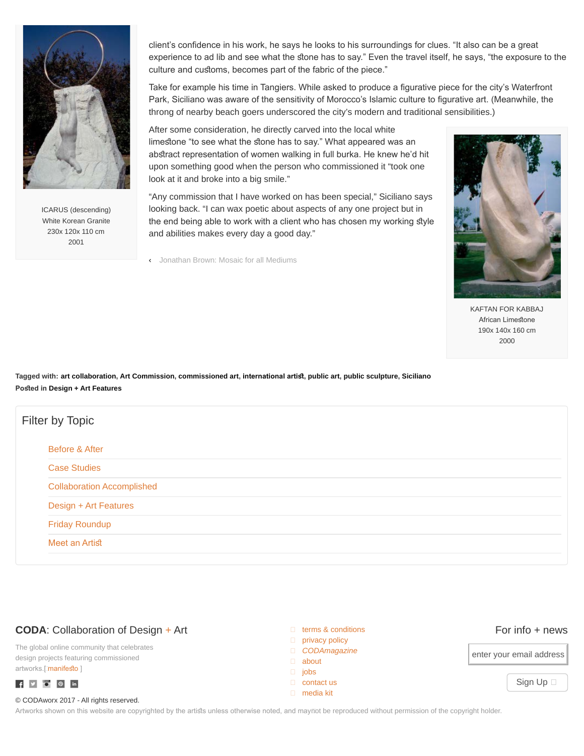client's confidence in his work, he says he looks to his surroundings for clues. "It also can be a great experience to ad lib and see what the stone has to say." Even the travel itself, he says, "the exposure to the culture and customs, becomes part of the fabric of the piece."

Take for example his time in Tangiers. While asked to produce a figurative piece for the city's Waterfront Park, Siciliano was aware of the sensitivity of Morocco's Islamic culture to figurative art. (Meanwhile, the throng of nearby beach goers underscored the city's modern and traditional sensibilities.)

After some consideration, he directly carved into the local white limestone "to see what the stone has to say." What appeared was an abstract representation of women walking in full burka. He knew he'd hit upon something good when the person who commissioned it "took one look at it and broke into a big smile."

"Any commission that I have worked on has been special," Siciliano says looking back. "I can wax poetic about aspects of any one project but in the end being able to work with a client who has chosen my working style and abilities makes every day a good day."

ICARUS (descending)
White Korean Granite
230x 120x 110 cm
2001

KAFTAN FOR KABBAJ
African Limestone
190x 140x 160 cm
2000

‹ Jonathan Brown: Mosaic for all Mediums

Tagged with: **art collaboration**, **Art Commission**, **commissioned art**, **international artist**, **public art**, **public sculpture**, **Siciliano**
Posted in **Design + Art Features**

## Filter by Topic

- Before & After
- Case Studies
- Collaboration Accomplished
- Design + Art Features
- Friday Roundup
- Meet an Artist

**CODA**: Collaboration of Design + Art

The global online community that celebrates design projects featuring commissioned artworks.[ manifesto ]

- terms & conditions
- privacy policy
- *CODAmagazine*
- about
- jobs
- contact us
- media kit

For info + news

enter your email address

Sign Up

© CODAworx 2017 - All rights reserved.
Artworks shown on this website are copyrighted by the artists unless otherwise noted, and maynot be reproduced without permission of the copyright holder.